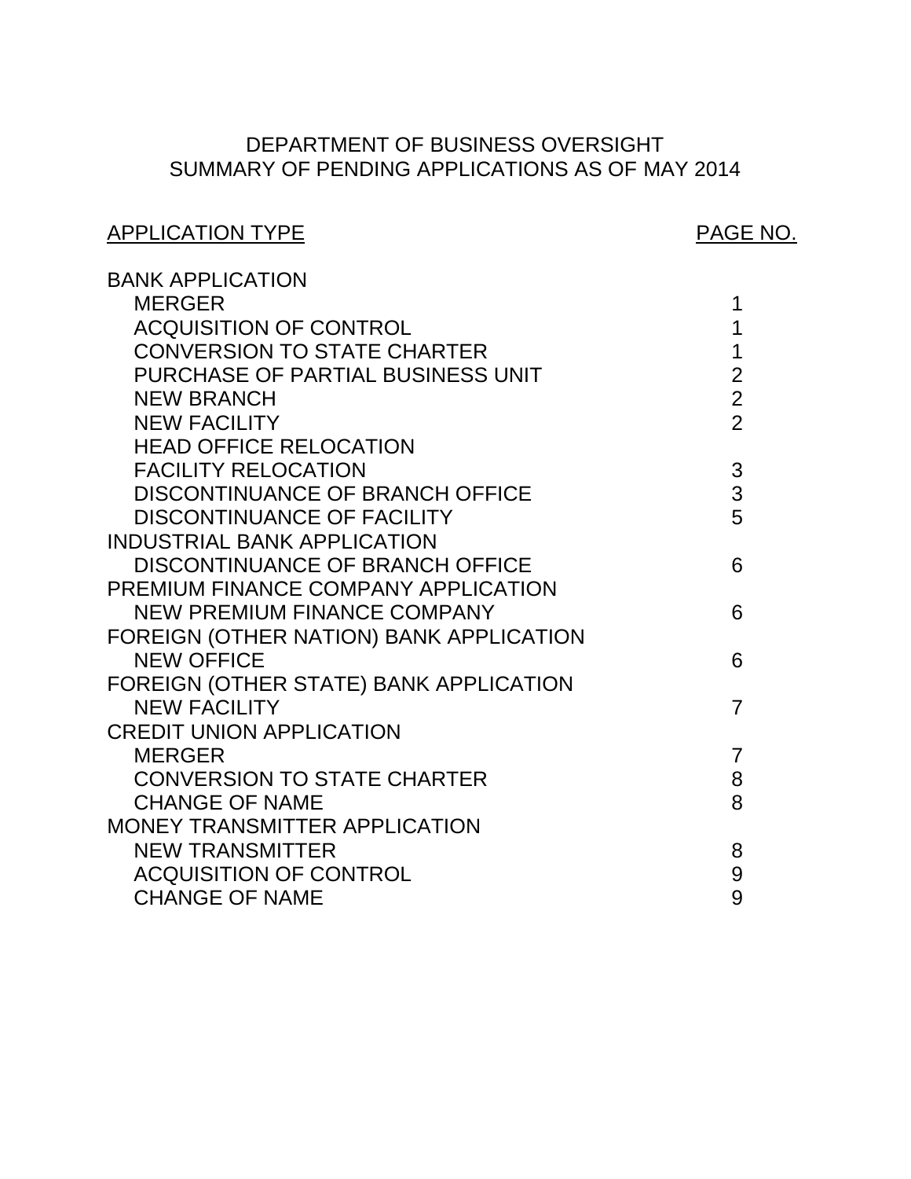# DEPARTMENT OF BUSINESS OVERSIGHT
## SUMMARY OF PENDING APPLICATIONS AS OF MAY 2014

| APPLICATION TYPE | PAGE NO. |
|---|---|
| BANK APPLICATION | |
| MERGER | 1 |
| ACQUISITION OF CONTROL | 1 |
| CONVERSION TO STATE CHARTER | 1 |
| PURCHASE OF PARTIAL BUSINESS UNIT | 2 |
| NEW BRANCH | 2 |
| NEW FACILITY | 2 |
| HEAD OFFICE RELOCATION | |
| FACILITY RELOCATION | 3 |
| DISCONTINUANCE OF BRANCH OFFICE | 3 |
| DISCONTINUANCE OF FACILITY | 5 |
| INDUSTRIAL BANK APPLICATION | |
| DISCONTINUANCE OF BRANCH OFFICE | 6 |
| PREMIUM FINANCE COMPANY APPLICATION | |
| NEW PREMIUM FINANCE COMPANY | 6 |
| FOREIGN (OTHER NATION) BANK APPLICATION | |
| NEW OFFICE | 6 |
| FOREIGN (OTHER STATE) BANK APPLICATION | |
| NEW FACILITY | 7 |
| CREDIT UNION APPLICATION | |
| MERGER | 7 |
| CONVERSION TO STATE CHARTER | 8 |
| CHANGE OF NAME | 8 |
| MONEY TRANSMITTER APPLICATION | |
| NEW TRANSMITTER | 8 |
| ACQUISITION OF CONTROL | 9 |
| CHANGE OF NAME | 9 |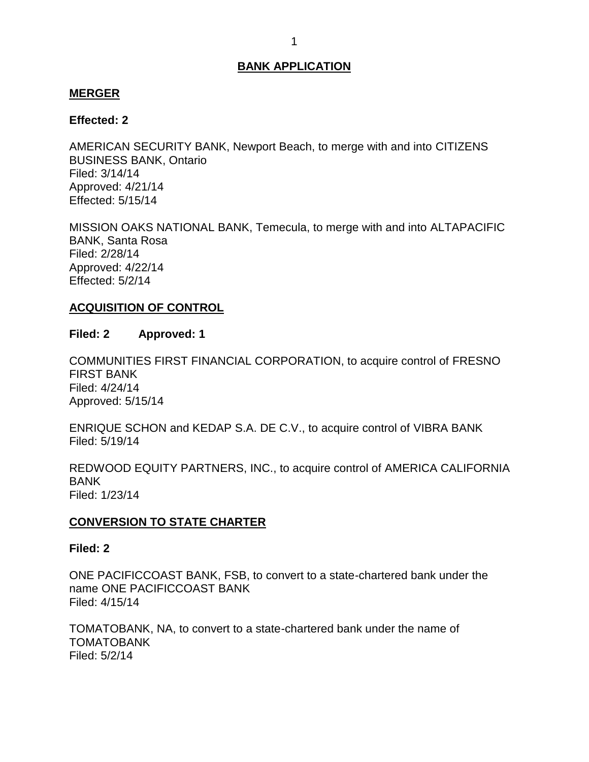# BANK APPLICATION

## MERGER

**Effected: 2**

AMERICAN SECURITY BANK, Newport Beach, to merge with and into CITIZENS BUSINESS BANK, Ontario
Filed: 3/14/14
Approved: 4/21/14
Effected: 5/15/14

MISSION OAKS NATIONAL BANK, Temecula, to merge with and into ALTAPACIFIC BANK, Santa Rosa
Filed: 2/28/14
Approved: 4/22/14
Effected: 5/2/14

## ACQUISITION OF CONTROL

**Filed: 2 Approved: 1**

COMMUNITIES FIRST FINANCIAL CORPORATION, to acquire control of FRESNO FIRST BANK
Filed: 4/24/14
Approved: 5/15/14

ENRIQUE SCHON and KEDAP S.A. DE C.V., to acquire control of VIBRA BANK
Filed: 5/19/14

REDWOOD EQUITY PARTNERS, INC., to acquire control of AMERICA CALIFORNIA BANK
Filed: 1/23/14

## CONVERSION TO STATE CHARTER

**Filed: 2**

ONE PACIFICCOAST BANK, FSB, to convert to a state-chartered bank under the name ONE PACIFICCOAST BANK
Filed: 4/15/14

TOMATOBANK, NA, to convert to a state-chartered bank under the name of TOMATOBANK
Filed: 5/2/14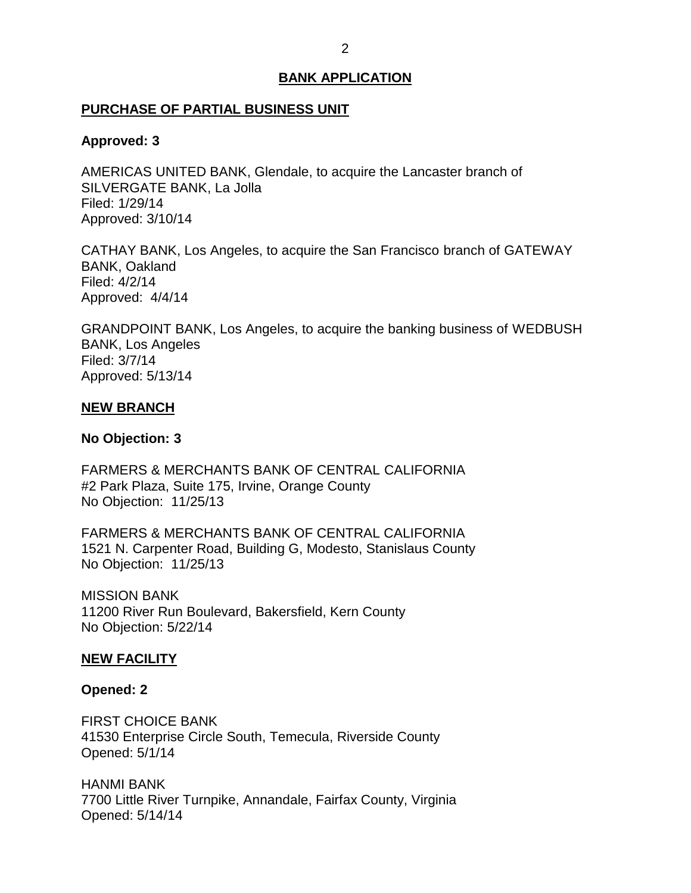## BANK APPLICATION

### PURCHASE OF PARTIAL BUSINESS UNIT

**Approved: 3**

AMERICAS UNITED BANK, Glendale, to acquire the Lancaster branch of SILVERGATE BANK, La Jolla
Filed: 1/29/14
Approved: 3/10/14

CATHAY BANK, Los Angeles, to acquire the San Francisco branch of GATEWAY BANK, Oakland
Filed: 4/2/14
Approved: 4/4/14

GRANDPOINT BANK, Los Angeles, to acquire the banking business of WEDBUSH BANK, Los Angeles
Filed: 3/7/14
Approved: 5/13/14

### NEW BRANCH

**No Objection: 3**

FARMERS & MERCHANTS BANK OF CENTRAL CALIFORNIA
#2 Park Plaza, Suite 175, Irvine, Orange County
No Objection: 11/25/13

FARMERS & MERCHANTS BANK OF CENTRAL CALIFORNIA
1521 N. Carpenter Road, Building G, Modesto, Stanislaus County
No Objection: 11/25/13

MISSION BANK
11200 River Run Boulevard, Bakersfield, Kern County
No Objection: 5/22/14

### NEW FACILITY

**Opened: 2**

FIRST CHOICE BANK
41530 Enterprise Circle South, Temecula, Riverside County
Opened: 5/1/14

HANMI BANK
7700 Little River Turnpike, Annandale, Fairfax County, Virginia
Opened: 5/14/14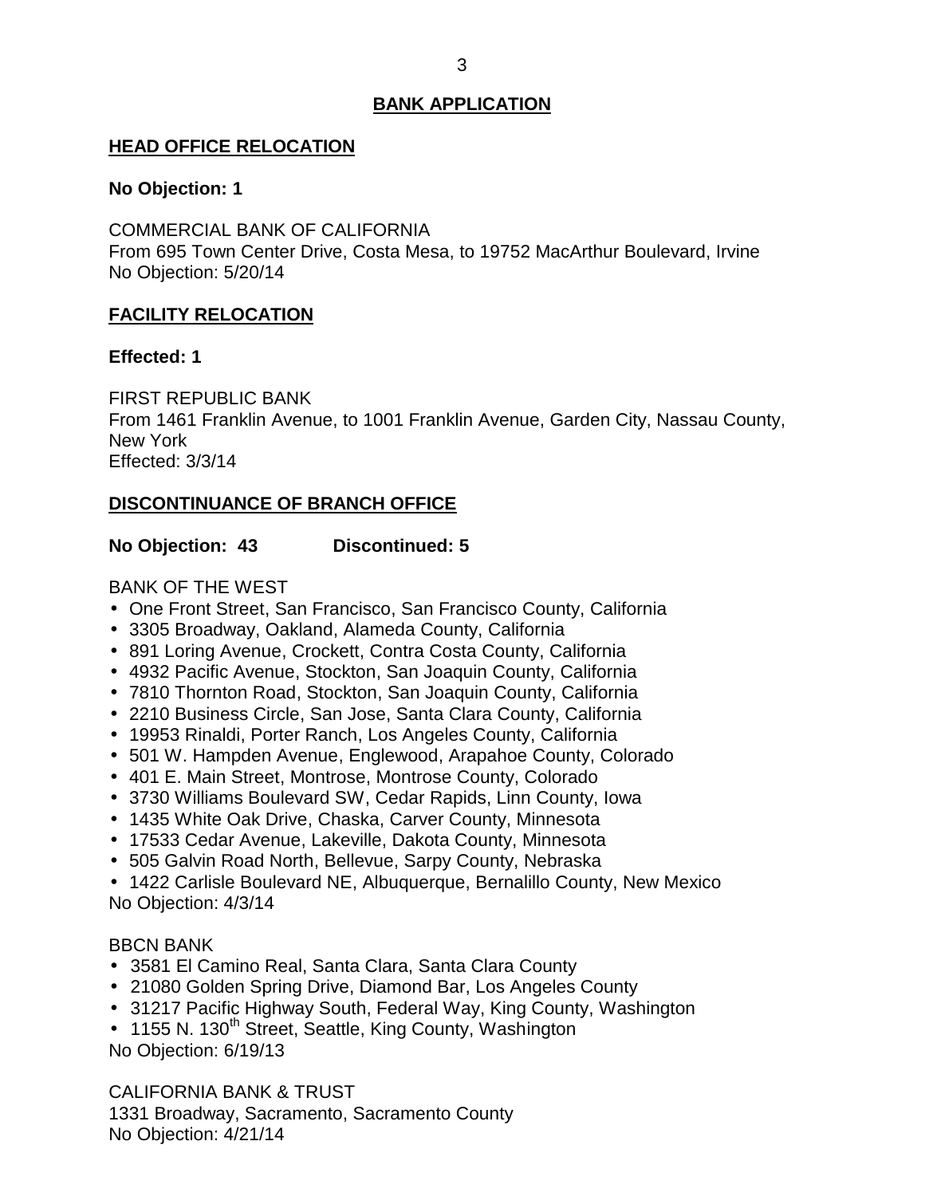## BANK APPLICATION

### HEAD OFFICE RELOCATION

**No Objection: 1**

COMMERCIAL BANK OF CALIFORNIA
From 695 Town Center Drive, Costa Mesa, to 19752 MacArthur Boulevard, Irvine
No Objection: 5/20/14

### FACILITY RELOCATION

**Effected: 1**

FIRST REPUBLIC BANK
From 1461 Franklin Avenue, to 1001 Franklin Avenue, Garden City, Nassau County, New York
Effected: 3/3/14

### DISCONTINUANCE OF BRANCH OFFICE

**No Objection: 43 Discontinued: 5**

BANK OF THE WEST
- One Front Street, San Francisco, San Francisco County, California
- 3305 Broadway, Oakland, Alameda County, California
- 891 Loring Avenue, Crockett, Contra Costa County, California
- 4932 Pacific Avenue, Stockton, San Joaquin County, California
- 7810 Thornton Road, Stockton, San Joaquin County, California
- 2210 Business Circle, San Jose, Santa Clara County, California
- 19953 Rinaldi, Porter Ranch, Los Angeles County, California
- 501 W. Hampden Avenue, Englewood, Arapahoe County, Colorado
- 401 E. Main Street, Montrose, Montrose County, Colorado
- 3730 Williams Boulevard SW, Cedar Rapids, Linn County, Iowa
- 1435 White Oak Drive, Chaska, Carver County, Minnesota
- 17533 Cedar Avenue, Lakeville, Dakota County, Minnesota
- 505 Galvin Road North, Bellevue, Sarpy County, Nebraska
- 1422 Carlisle Boulevard NE, Albuquerque, Bernalillo County, New Mexico

No Objection: 4/3/14

BBCN BANK
- 3581 El Camino Real, Santa Clara, Santa Clara County
- 21080 Golden Spring Drive, Diamond Bar, Los Angeles County
- 31217 Pacific Highway South, Federal Way, King County, Washington
- 1155 N. 130th Street, Seattle, King County, Washington

No Objection: 6/19/13

CALIFORNIA BANK & TRUST
1331 Broadway, Sacramento, Sacramento County
No Objection: 4/21/14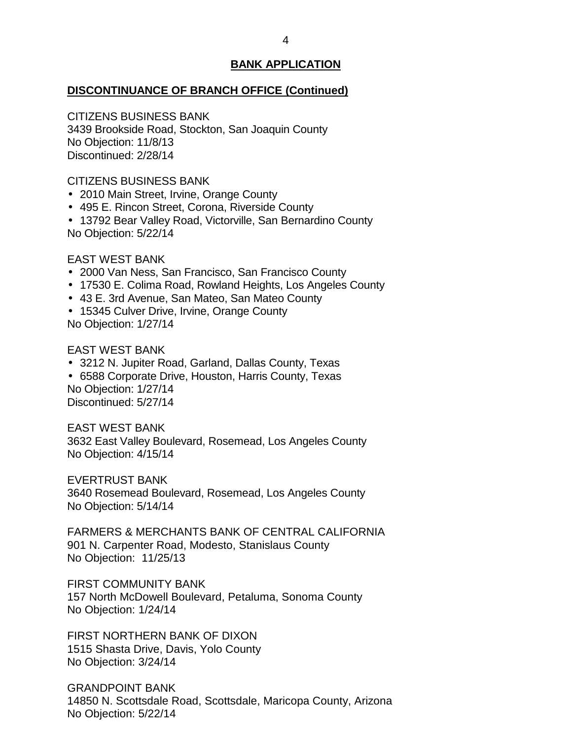## BANK APPLICATION

### DISCONTINUANCE OF BRANCH OFFICE (Continued)

CITIZENS BUSINESS BANK
3439 Brookside Road, Stockton, San Joaquin County
No Objection: 11/8/13
Discontinued: 2/28/14

CITIZENS BUSINESS BANK
- 2010 Main Street, Irvine, Orange County
- 495 E. Rincon Street, Corona, Riverside County
- 13792 Bear Valley Road, Victorville, San Bernardino County

No Objection: 5/22/14

EAST WEST BANK
- 2000 Van Ness, San Francisco, San Francisco County
- 17530 E. Colima Road, Rowland Heights, Los Angeles County
- 43 E. 3rd Avenue, San Mateo, San Mateo County
- 15345 Culver Drive, Irvine, Orange County

No Objection: 1/27/14

EAST WEST BANK
- 3212 N. Jupiter Road, Garland, Dallas County, Texas
- 6588 Corporate Drive, Houston, Harris County, Texas

No Objection: 1/27/14
Discontinued: 5/27/14

EAST WEST BANK
3632 East Valley Boulevard, Rosemead, Los Angeles County
No Objection: 4/15/14

EVERTRUST BANK
3640 Rosemead Boulevard, Rosemead, Los Angeles County
No Objection: 5/14/14

FARMERS & MERCHANTS BANK OF CENTRAL CALIFORNIA
901 N. Carpenter Road, Modesto, Stanislaus County
No Objection: 11/25/13

FIRST COMMUNITY BANK
157 North McDowell Boulevard, Petaluma, Sonoma County
No Objection: 1/24/14

FIRST NORTHERN BANK OF DIXON
1515 Shasta Drive, Davis, Yolo County
No Objection: 3/24/14

GRANDPOINT BANK
14850 N. Scottsdale Road, Scottsdale, Maricopa County, Arizona
No Objection: 5/22/14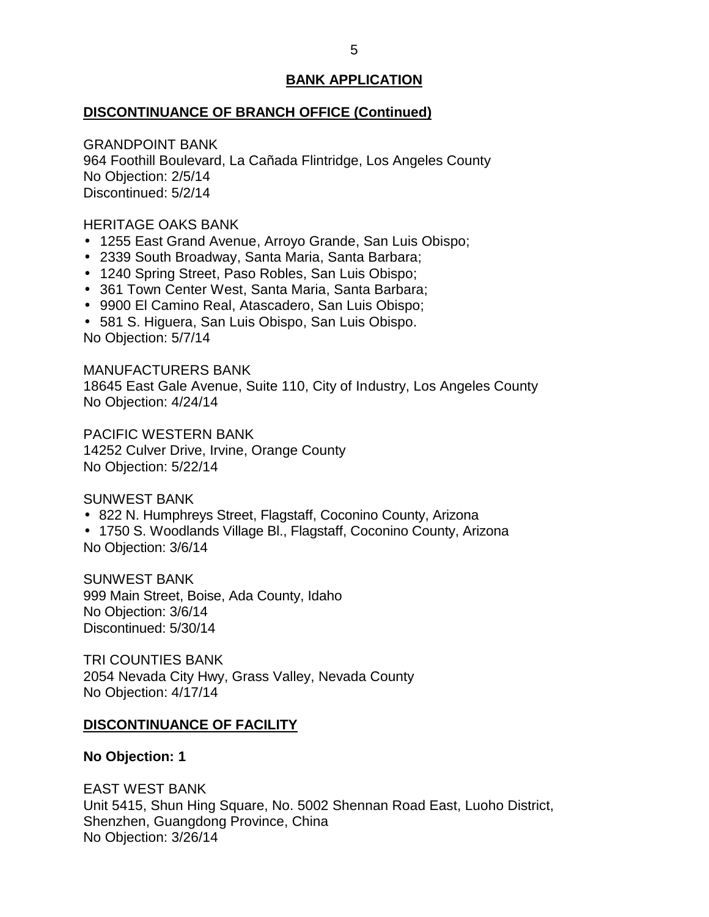## BANK APPLICATION

### DISCONTINUANCE OF BRANCH OFFICE (Continued)

GRANDPOINT BANK
964 Foothill Boulevard, La Cañada Flintridge, Los Angeles County
No Objection: 2/5/14
Discontinued: 5/2/14

HERITAGE OAKS BANK

- 1255 East Grand Avenue, Arroyo Grande, San Luis Obispo;
- 2339 South Broadway, Santa Maria, Santa Barbara;
- 1240 Spring Street, Paso Robles, San Luis Obispo;
- 361 Town Center West, Santa Maria, Santa Barbara;
- 9900 El Camino Real, Atascadero, San Luis Obispo;
- 581 S. Higuera, San Luis Obispo, San Luis Obispo.

No Objection: 5/7/14

MANUFACTURERS BANK
18645 East Gale Avenue, Suite 110, City of Industry, Los Angeles County
No Objection: 4/24/14

PACIFIC WESTERN BANK
14252 Culver Drive, Irvine, Orange County
No Objection: 5/22/14

SUNWEST BANK

- 822 N. Humphreys Street, Flagstaff, Coconino County, Arizona
- 1750 S. Woodlands Village Bl., Flagstaff, Coconino County, Arizona

No Objection: 3/6/14

SUNWEST BANK
999 Main Street, Boise, Ada County, Idaho
No Objection: 3/6/14
Discontinued: 5/30/14

TRI COUNTIES BANK
2054 Nevada City Hwy, Grass Valley, Nevada County
No Objection: 4/17/14

### DISCONTINUANCE OF FACILITY

**No Objection: 1**

EAST WEST BANK
Unit 5415, Shun Hing Square, No. 5002 Shennan Road East, Luoho District, Shenzhen, Guangdong Province, China
No Objection: 3/26/14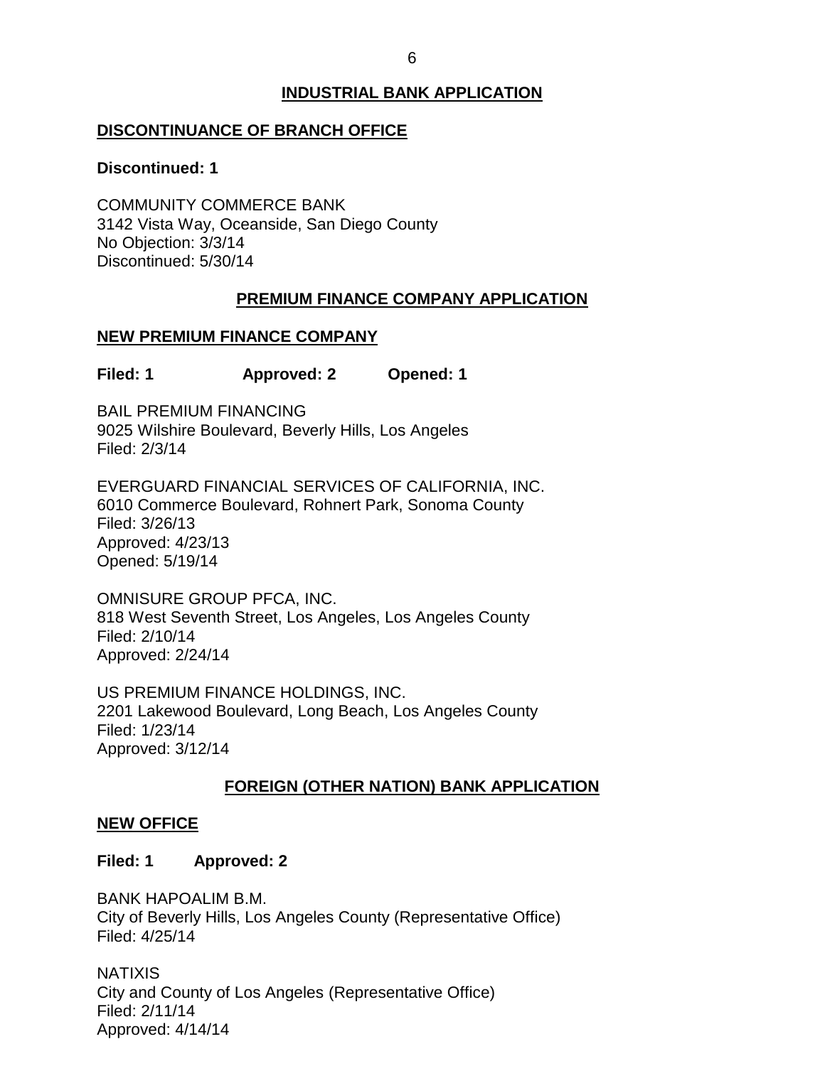## INDUSTRIAL BANK APPLICATION

### DISCONTINUANCE OF BRANCH OFFICE

**Discontinued: 1**

COMMUNITY COMMERCE BANK
3142 Vista Way, Oceanside, San Diego County
No Objection: 3/3/14
Discontinued: 5/30/14

## PREMIUM FINANCE COMPANY APPLICATION

### NEW PREMIUM FINANCE COMPANY

**Filed: 1 Approved: 2 Opened: 1**

BAIL PREMIUM FINANCING
9025 Wilshire Boulevard, Beverly Hills, Los Angeles
Filed: 2/3/14

EVERGUARD FINANCIAL SERVICES OF CALIFORNIA, INC.
6010 Commerce Boulevard, Rohnert Park, Sonoma County
Filed: 3/26/13
Approved: 4/23/13
Opened: 5/19/14

OMNISURE GROUP PFCA, INC.
818 West Seventh Street, Los Angeles, Los Angeles County
Filed: 2/10/14
Approved: 2/24/14

US PREMIUM FINANCE HOLDINGS, INC.
2201 Lakewood Boulevard, Long Beach, Los Angeles County
Filed: 1/23/14
Approved: 3/12/14

## FOREIGN (OTHER NATION) BANK APPLICATION

### NEW OFFICE

**Filed: 1 Approved: 2**

BANK HAPOALIM B.M.
City of Beverly Hills, Los Angeles County (Representative Office)
Filed: 4/25/14

NATIXIS
City and County of Los Angeles (Representative Office)
Filed: 2/11/14
Approved: 4/14/14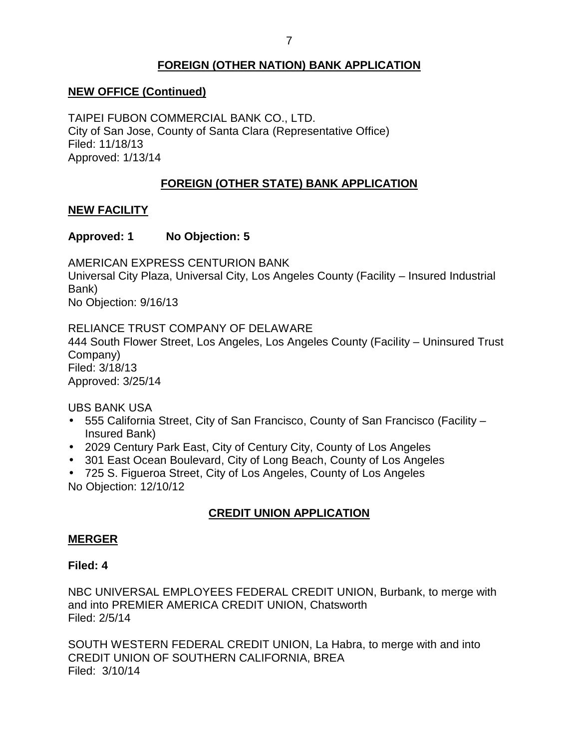## FOREIGN (OTHER NATION) BANK APPLICATION

### NEW OFFICE (Continued)

TAIPEI FUBON COMMERCIAL BANK CO., LTD.
City of San Jose, County of Santa Clara (Representative Office)
Filed: 11/18/13
Approved: 1/13/14

## FOREIGN (OTHER STATE) BANK APPLICATION

### NEW FACILITY

**Approved: 1 No Objection: 5**

AMERICAN EXPRESS CENTURION BANK
Universal City Plaza, Universal City, Los Angeles County (Facility – Insured Industrial Bank)
No Objection: 9/16/13

RELIANCE TRUST COMPANY OF DELAWARE
444 South Flower Street, Los Angeles, Los Angeles County (Facility – Uninsured Trust Company)
Filed: 3/18/13
Approved: 3/25/14

UBS BANK USA

- 555 California Street, City of San Francisco, County of San Francisco (Facility – Insured Bank)
- 2029 Century Park East, City of Century City, County of Los Angeles
- 301 East Ocean Boulevard, City of Long Beach, County of Los Angeles
- 725 S. Figueroa Street, City of Los Angeles, County of Los Angeles

No Objection: 12/10/12

## CREDIT UNION APPLICATION

### MERGER

**Filed: 4**

NBC UNIVERSAL EMPLOYEES FEDERAL CREDIT UNION, Burbank, to merge with and into PREMIER AMERICA CREDIT UNION, Chatsworth
Filed: 2/5/14

SOUTH WESTERN FEDERAL CREDIT UNION, La Habra, to merge with and into CREDIT UNION OF SOUTHERN CALIFORNIA, BREA
Filed: 3/10/14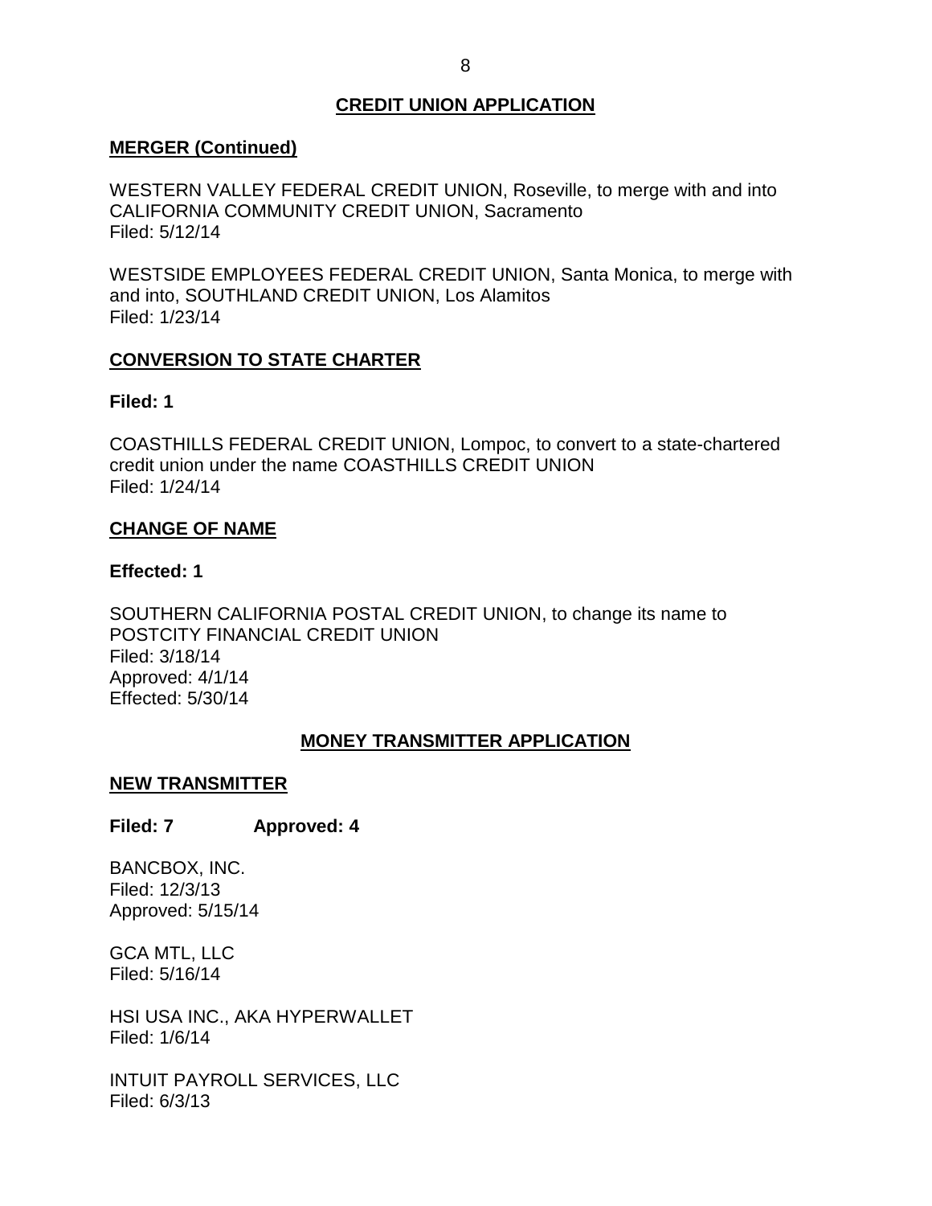## CREDIT UNION APPLICATION

### MERGER (Continued)

WESTERN VALLEY FEDERAL CREDIT UNION, Roseville, to merge with and into CALIFORNIA COMMUNITY CREDIT UNION, Sacramento
Filed: 5/12/14

WESTSIDE EMPLOYEES FEDERAL CREDIT UNION, Santa Monica, to merge with and into, SOUTHLAND CREDIT UNION, Los Alamitos
Filed: 1/23/14

### CONVERSION TO STATE CHARTER

**Filed: 1**

COASTHILLS FEDERAL CREDIT UNION, Lompoc, to convert to a state-chartered credit union under the name COASTHILLS CREDIT UNION
Filed: 1/24/14

### CHANGE OF NAME

**Effected: 1**

SOUTHERN CALIFORNIA POSTAL CREDIT UNION, to change its name to POSTCITY FINANCIAL CREDIT UNION
Filed: 3/18/14
Approved: 4/1/14
Effected: 5/30/14

## MONEY TRANSMITTER APPLICATION

### NEW TRANSMITTER

**Filed: 7 Approved: 4**

BANCBOX, INC.
Filed: 12/3/13
Approved: 5/15/14

GCA MTL, LLC
Filed: 5/16/14

HSI USA INC., AKA HYPERWALLET
Filed: 1/6/14

INTUIT PAYROLL SERVICES, LLC
Filed: 6/3/13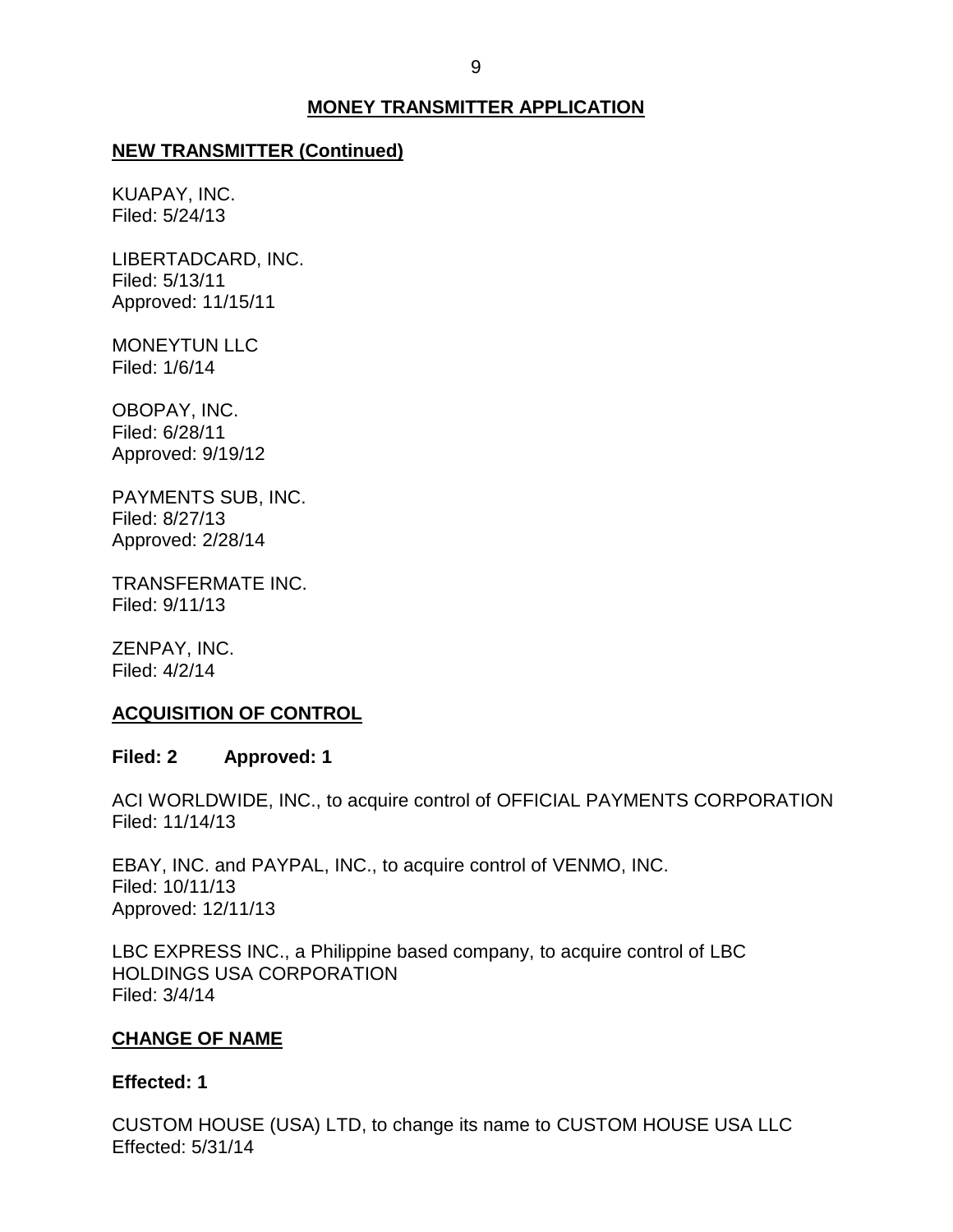## MONEY TRANSMITTER APPLICATION

### NEW TRANSMITTER (Continued)

KUAPAY, INC.
Filed: 5/24/13

LIBERTADCARD, INC.
Filed: 5/13/11
Approved: 11/15/11

MONEYTUN LLC
Filed: 1/6/14

OBOPAY, INC.
Filed: 6/28/11
Approved: 9/19/12

PAYMENTS SUB, INC.
Filed: 8/27/13
Approved: 2/28/14

TRANSFERMATE INC.
Filed: 9/11/13

ZENPAY, INC.
Filed: 4/2/14

### ACQUISITION OF CONTROL

**Filed: 2 Approved: 1**

ACI WORLDWIDE, INC., to acquire control of OFFICIAL PAYMENTS CORPORATION
Filed: 11/14/13

EBAY, INC. and PAYPAL, INC., to acquire control of VENMO, INC.
Filed: 10/11/13
Approved: 12/11/13

LBC EXPRESS INC., a Philippine based company, to acquire control of LBC HOLDINGS USA CORPORATION
Filed: 3/4/14

### CHANGE OF NAME

**Effected: 1**

CUSTOM HOUSE (USA) LTD, to change its name to CUSTOM HOUSE USA LLC
Effected: 5/31/14